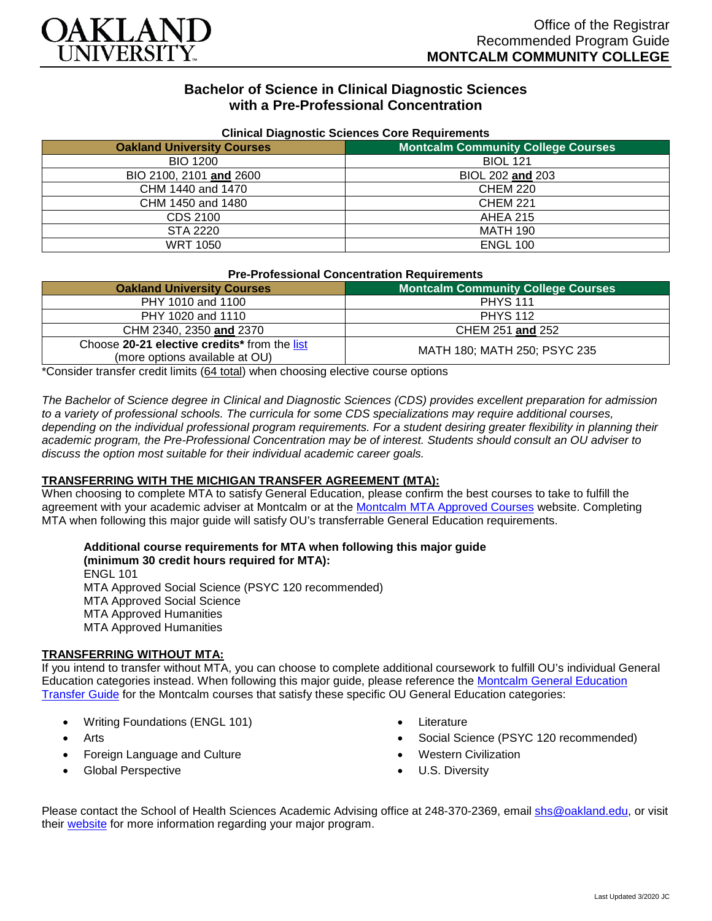Office of the Registrar
Recommended Program Guide
**MONTCALM COMMUNITY COLLEGE**

# Bachelor of Science in Clinical Diagnostic Sciences with a Pre-Professional Concentration

**Clinical Diagnostic Sciences Core Requirements**

| Oakland University Courses | Montcalm Community College Courses |
|---|---|
| BIO 1200 | BIOL 121 |
| BIO 2100, 2101 **and** 2600 | BIOL 202 **and** 203 |
| CHM 1440 and 1470 | CHEM 220 |
| CHM 1450 and 1480 | CHEM 221 |
| CDS 2100 | AHEA 215 |
| STA 2220 | MATH 190 |
| WRT 1050 | ENGL 100 |

**Pre-Professional Concentration Requirements**

| Oakland University Courses | Montcalm Community College Courses |
|---|---|
| PHY 1010 and 1100 | PHYS 111 |
| PHY 1020 and 1110 | PHYS 112 |
| CHM 2340, 2350 **and** 2370 | CHEM 251 **and** 252 |
| Choose **20-21 elective credits*** from the list (more options available at OU) | MATH 180; MATH 250; PSYC 235 |

*Consider transfer credit limits (64 total) when choosing elective course options

*The Bachelor of Science degree in Clinical and Diagnostic Sciences (CDS) provides excellent preparation for admission to a variety of professional schools. The curricula for some CDS specializations may require additional courses, depending on the individual professional program requirements. For a student desiring greater flexibility in planning their academic program, the Pre-Professional Concentration may be of interest. Students should consult an OU adviser to discuss the option most suitable for their individual academic career goals.*

## TRANSFERRING WITH THE MICHIGAN TRANSFER AGREEMENT (MTA):

When choosing to complete MTA to satisfy General Education, please confirm the best courses to take to fulfill the agreement with your academic adviser at Montcalm or at the Montcalm MTA Approved Courses website. Completing MTA when following this major guide will satisfy OU's transferrable General Education requirements.

**Additional course requirements for MTA when following this major guide (minimum 30 credit hours required for MTA):**

ENGL 101
MTA Approved Social Science (PSYC 120 recommended)
MTA Approved Social Science
MTA Approved Humanities
MTA Approved Humanities

## TRANSFERRING WITHOUT MTA:

If you intend to transfer without MTA, you can choose to complete additional coursework to fulfill OU's individual General Education categories instead. When following this major guide, please reference the Montcalm General Education Transfer Guide for the Montcalm courses that satisfy these specific OU General Education categories:

- Writing Foundations (ENGL 101)
- Arts
- Foreign Language and Culture
- Global Perspective
- Literature
- Social Science (PSYC 120 recommended)
- Western Civilization
- U.S. Diversity

Please contact the School of Health Sciences Academic Advising office at 248-370-2369, email shs@oakland.edu, or visit their website for more information regarding your major program.

Last Updated 3/2020 JC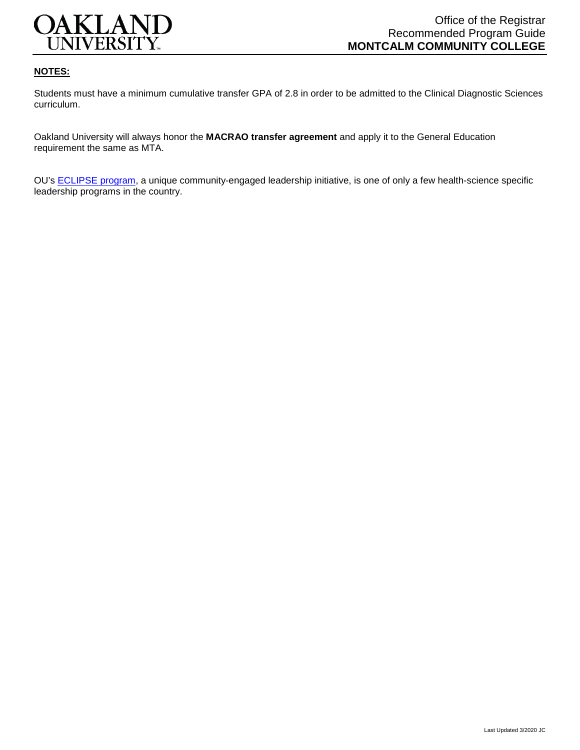**NOTES:**

Students must have a minimum cumulative transfer GPA of 2.8 in order to be admitted to the Clinical Diagnostic Sciences curriculum.

Oakland University will always honor the **MACRAO transfer agreement** and apply it to the General Education requirement the same as MTA.

OU's ECLIPSE program, a unique community-engaged leadership initiative, is one of only a few health-science specific leadership programs in the country.

Last Updated 3/2020 JC